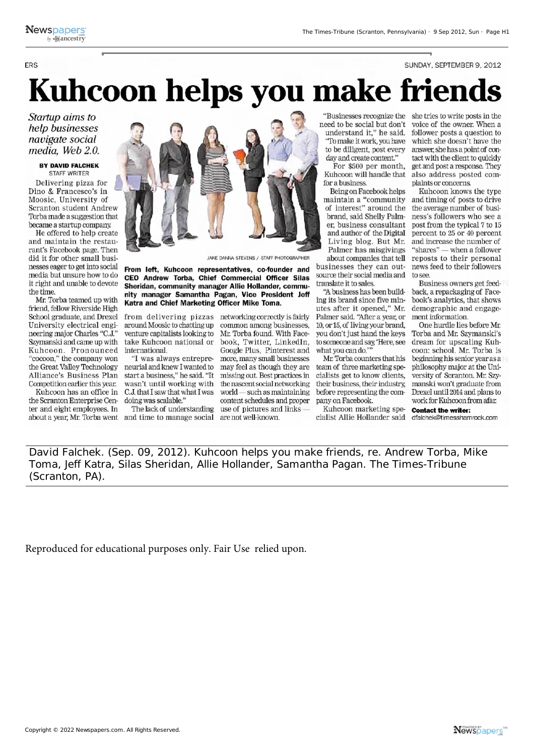# Kuhcoon helps you make friends

*Startup aims to help businesses navigate social media, Web 2.0.*

**BY DAVID FALCHEK**
STAFF WRITER

Delivering pizza for Dino & Francesco's in Moosic, University of Scranton student Andrew Torba made a suggestion that became a startup company.

He offered to help create and maintain the restaurant's Facebook page. Then did it for other small businesses eager to get into social media but unsure how to do it right and unable to devote the time.

Mr. Torba teamed up with friend, fellow Riverside High School graduate, and Drexel University electrical engineering major Charles "C.J." Szymanski and came up with Kuhcoon. Pronounced "cocoon," the company won the Great Valley Technology Alliance's Business Plan Competition earlier this year.

Kuhcoon has an office in the Scranton Enterprise Center and eight employees. In about a year, Mr. Torba went from delivering pizzas around Moosic to chatting up venture capitalists looking to take Kuhcoon national or international.

"I was always entrepreneurial and knew I wanted to start a business," he said. "It wasn't until working with C.J. that I saw that what I was doing was scalable."

JAKE DANNA STEVENS / STAFF PHOTOGRAPHER

**From left, Kuhcoon representatives, co-founder and CEO Andrew Torba, Chief Commercial Officer Silas Sheridan, community manager Allie Hollander, community manager Samantha Pagan, Vice President Jeff Katra and Chief Marketing Officer Mike Toma.**

The lack of understanding and time to manage social networking correctly is fairly common among businesses, Mr. Torba found. With Facebook, Twitter, LinkedIn, Google Plus, Pinterest and more, many small businesses may feel as though they are missing out. Best practices in the nascent social networking world — such as maintaining content schedules and proper use of pictures and links — are not well-known.

"Businesses recognize the need to be social but don't understand it," he said. "To make it work, you have to be diligent, post every day and create content."

For $500 per month, Kuhcoon will handle that for a business.

Being on Facebook helps maintain a "community of interest" around the brand, said Shelly Palmer, business consultant and author of the Digital Living blog. But Mr. Palmer has misgivings about companies that tell businesses they can outsource their social media and translate it to sales.

"A business has been building its brand since five minutes after it opened," Mr. Palmer said. "After a year, or 10, or 15, of living your brand, you don't just hand the keys to someone and say 'Here, see what you can do.'"

Mr. Torba counters that his team of three marketing specialists get to know clients, their business, their industry, before representing the company on Facebook.

Kuhcoon marketing specialist Allie Hollander said she tries to write posts in the voice of the owner. When a follower posts a question to which she doesn't have the answer, she has a point of contact with the client to quickly get and post a response. They also address posted complaints or concerns.

Kuhcoon knows the type and timing of posts to drive the average number of business's followers who see a post from the typical 7 to 15 percent to 25 or 40 percent and increase the number of "shares" — when a follower reposts to their personal news feed to their followers to see.

Business owners get feedback, a repackaging of Facebook's analytics, that shows demographic and engagement information.

One hurdle lies before Mr. Torba and Mr. Szymanski's dream for upscaling Kuhcoon: school. Mr. Torba is beginning his senior year as a philosophy major at the University of Scranton. Mr. Szymanski won't graduate from Drexel until 2014 and plans to work for Kuhcoon from afar.

**Contact the writer:**
dfalchek@timesshamrock.com

David Falchek. (Sep. 09, 2012). Kuhcoon helps you make friends, re. Andrew Torba, Mike Toma, Jeff Katra, Silas Sheridan, Allie Hollander, Samantha Pagan. The Times-Tribune (Scranton, PA).

Reproduced for educational purposes only. Fair Use relied upon.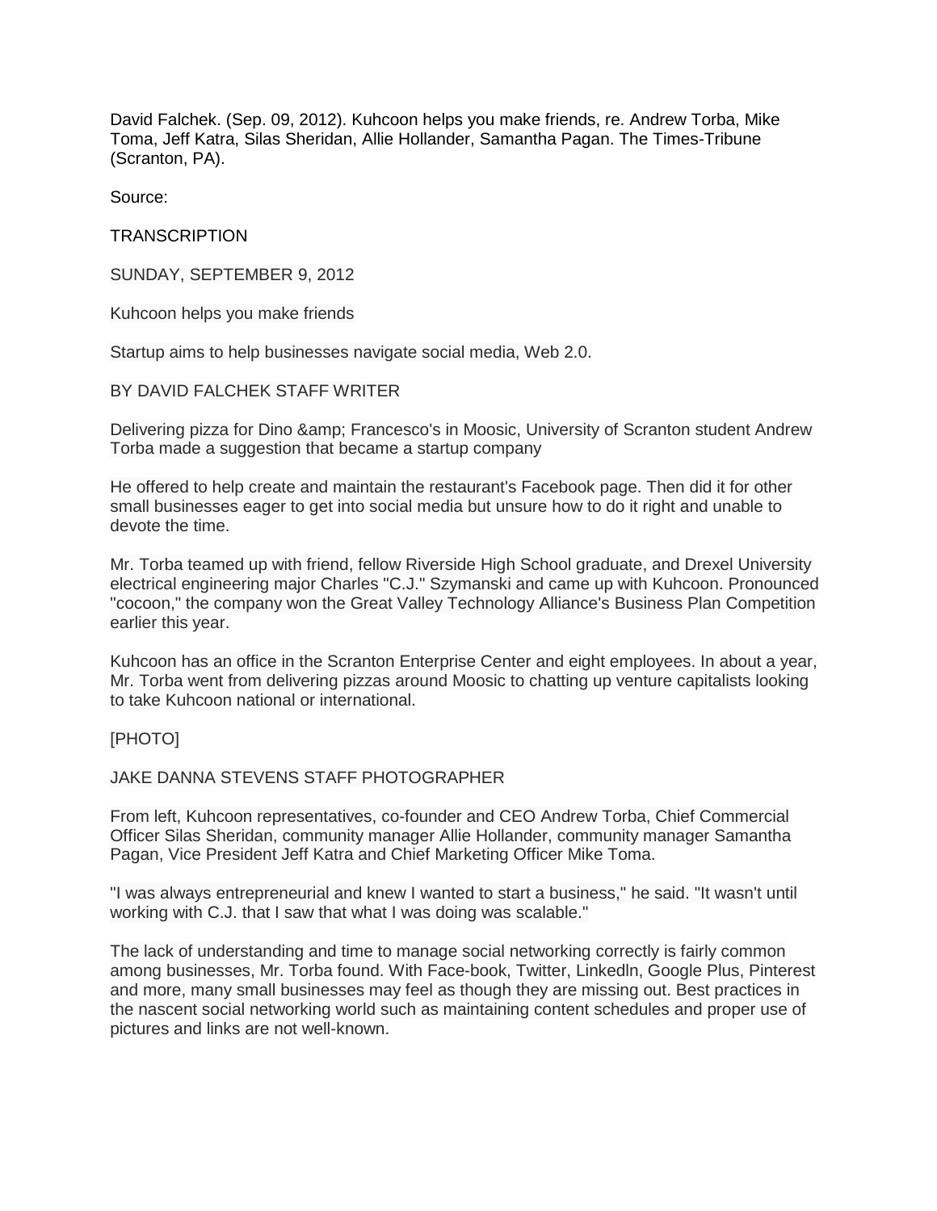David Falchek. (Sep. 09, 2012). Kuhcoon helps you make friends, re. Andrew Torba, Mike Toma, Jeff Katra, Silas Sheridan, Allie Hollander, Samantha Pagan. The Times-Tribune (Scranton, PA).

Source:

TRANSCRIPTION

SUNDAY, SEPTEMBER 9, 2012

Kuhcoon helps you make friends

Startup aims to help businesses navigate social media, Web 2.0.

BY DAVID FALCHEK STAFF WRITER

Delivering pizza for Dino &amp; Francesco's in Moosic, University of Scranton student Andrew Torba made a suggestion that became a startup company

He offered to help create and maintain the restaurant's Facebook page. Then did it for other small businesses eager to get into social media but unsure how to do it right and unable to devote the time.

Mr. Torba teamed up with friend, fellow Riverside High School graduate, and Drexel University electrical engineering major Charles "C.J." Szymanski and came up with Kuhcoon. Pronounced "cocoon," the company won the Great Valley Technology Alliance's Business Plan Competition earlier this year.

Kuhcoon has an office in the Scranton Enterprise Center and eight employees. In about a year, Mr. Torba went from delivering pizzas around Moosic to chatting up venture capitalists looking to take Kuhcoon national or international.

[PHOTO]

JAKE DANNA STEVENS STAFF PHOTOGRAPHER

From left, Kuhcoon representatives, co-founder and CEO Andrew Torba, Chief Commercial Officer Silas Sheridan, community manager Allie Hollander, community manager Samantha Pagan, Vice President Jeff Katra and Chief Marketing Officer Mike Toma.

"I was always entrepreneurial and knew I wanted to start a business," he said. "It wasn't until working with C.J. that I saw that what I was doing was scalable."

The lack of understanding and time to manage social networking correctly is fairly common among businesses, Mr. Torba found. With Face-book, Twitter, Linkedln, Google Plus, Pinterest and more, many small businesses may feel as though they are missing out. Best practices in the nascent social networking world such as maintaining content schedules and proper use of pictures and links are not well-known.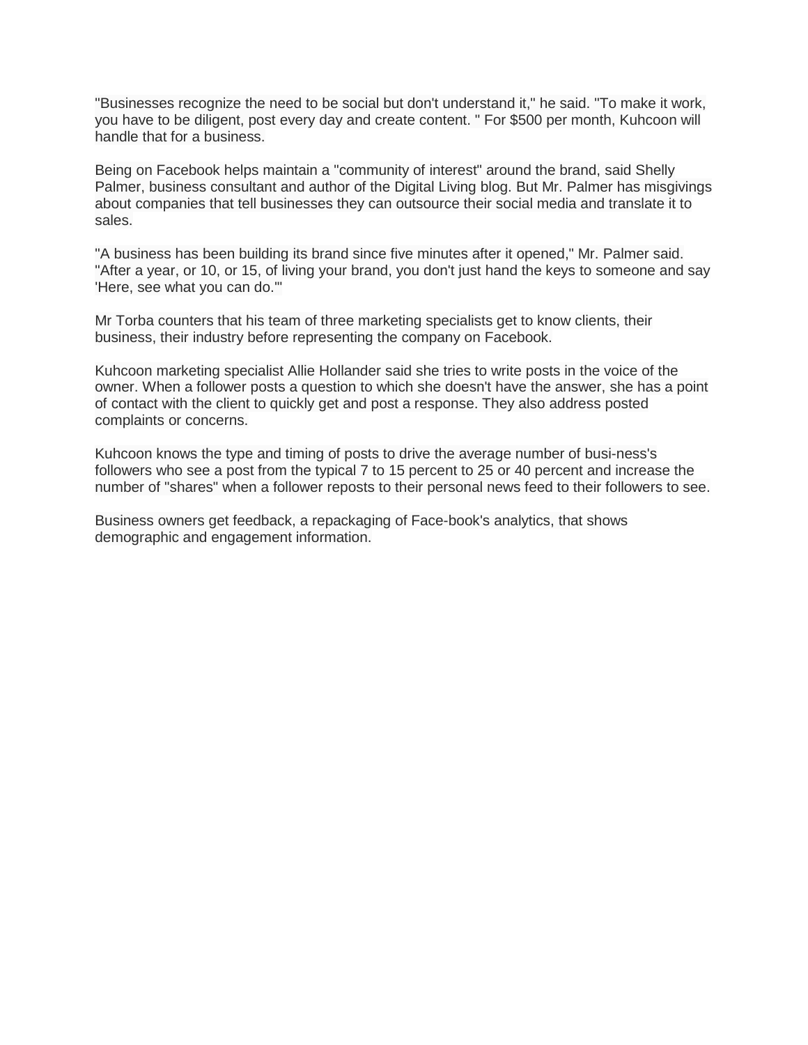"Businesses recognize the need to be social but don't understand it," he said. "To make it work, you have to be diligent, post every day and create content. " For $500 per month, Kuhcoon will handle that for a business.

Being on Facebook helps maintain a "community of interest" around the brand, said Shelly Palmer, business consultant and author of the Digital Living blog. But Mr. Palmer has misgivings about companies that tell businesses they can outsource their social media and translate it to sales.

"A business has been building its brand since five minutes after it opened," Mr. Palmer said. "After a year, or 10, or 15, of living your brand, you don't just hand the keys to someone and say 'Here, see what you can do.'"

Mr Torba counters that his team of three marketing specialists get to know clients, their business, their industry before representing the company on Facebook.

Kuhcoon marketing specialist Allie Hollander said she tries to write posts in the voice of the owner. When a follower posts a question to which she doesn't have the answer, she has a point of contact with the client to quickly get and post a response. They also address posted complaints or concerns.

Kuhcoon knows the type and timing of posts to drive the average number of busi-ness's followers who see a post from the typical 7 to 15 percent to 25 or 40 percent and increase the number of "shares" when a follower reposts to their personal news feed to their followers to see.

Business owners get feedback, a repackaging of Face-book's analytics, that shows demographic and engagement information.